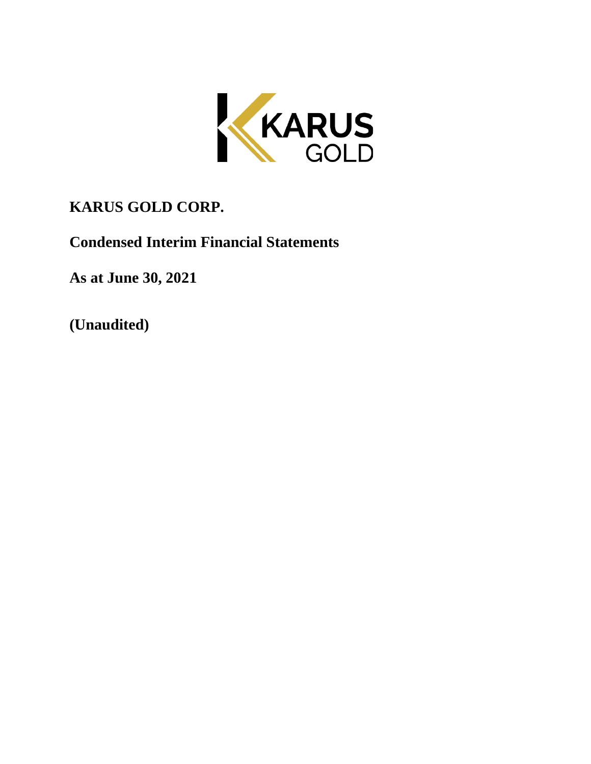# KARUS GOLD CORP.

## Condensed Interim Financial Statements

## As at June 30, 2021

## (Unaudited)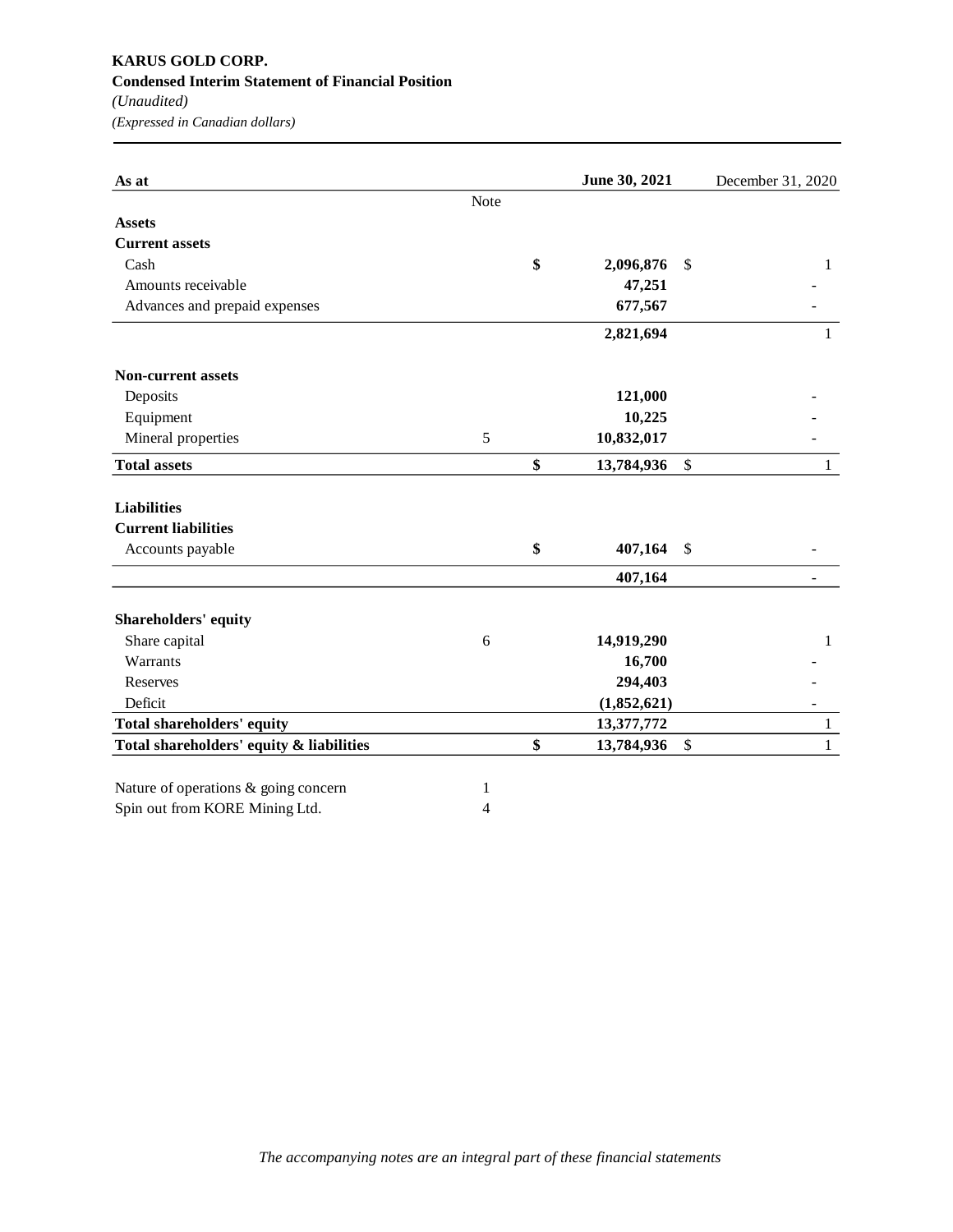**KARUS GOLD CORP.**
**Condensed Interim Statement of Financial Position**
*(Unaudited)*
*(Expressed in Canadian dollars)*

| As at | Note | June 30, 2021 | December 31, 2020 |
|---|---|---|---|
| **Assets** | | | |
| **Current assets** | | | |
| Cash | | $ 2,096,876 | $ 1 |
| Amounts receivable | | 47,251 | - |
| Advances and prepaid expenses | | 677,567 | - |
| | | 2,821,694 | 1 |
| **Non-current assets** | | | |
| Deposits | | 121,000 | - |
| Equipment | | 10,225 | - |
| Mineral properties | 5 | 10,832,017 | - |
| **Total assets** | | $ 13,784,936 | $ 1 |
| **Liabilities** | | | |
| **Current liabilities** | | | |
| Accounts payable | | $ 407,164 | $ - |
| | | 407,164 | - |
| **Shareholders' equity** | | | |
| Share capital | 6 | 14,919,290 | 1 |
| Warrants | | 16,700 | - |
| Reserves | | 294,403 | - |
| Deficit | | (1,852,621) | - |
| **Total shareholders' equity** | | 13,377,772 | 1 |
| **Total shareholders' equity & liabilities** | | $ 13,784,936 | $ 1 |

| | |
|---|---|
| Nature of operations & going concern | 1 |
| Spin out from KORE Mining Ltd. | 4 |

*The accompanying notes are an integral part of these financial statements*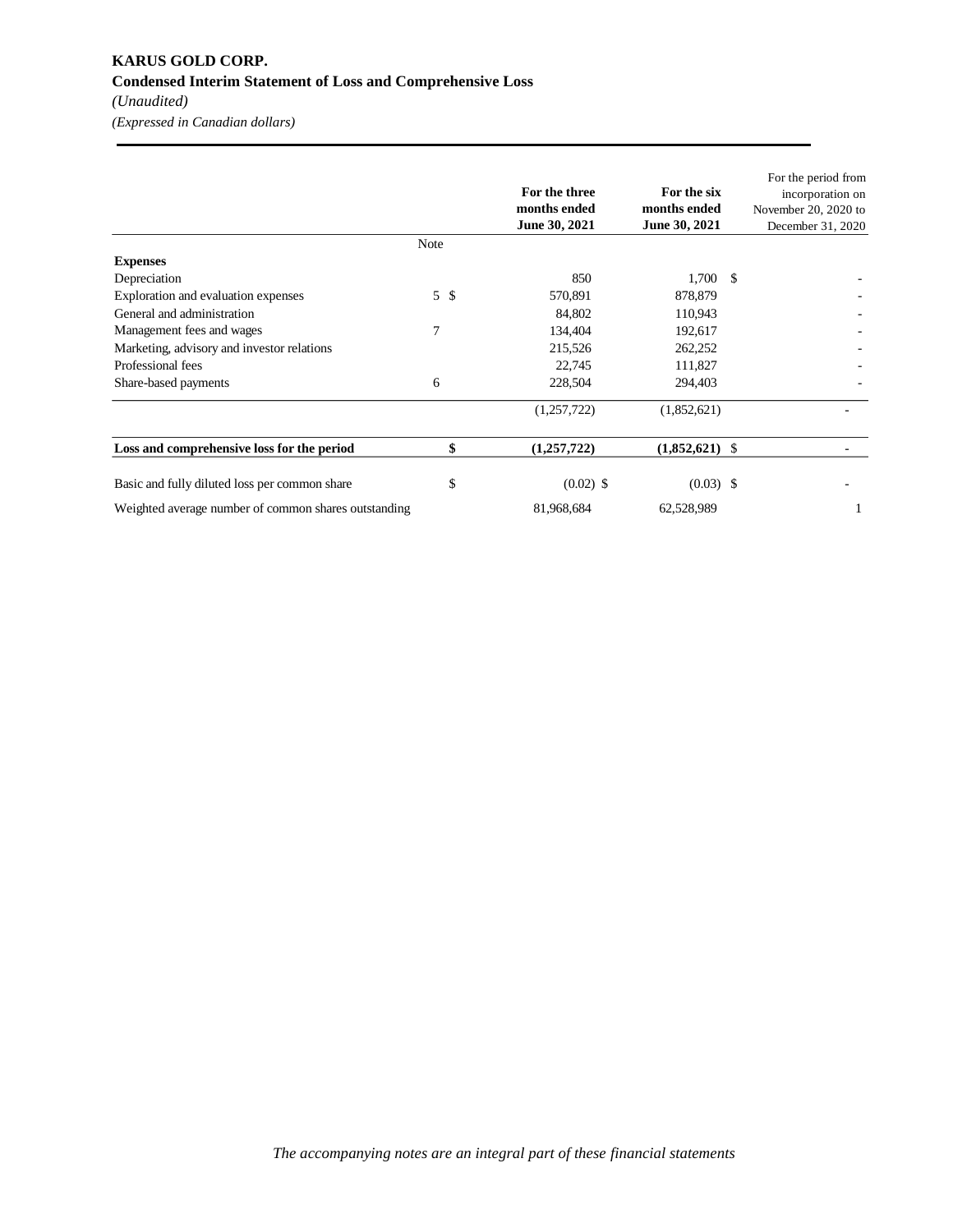**KARUS GOLD CORP.**

**Condensed Interim Statement of Loss and Comprehensive Loss**

*(Unaudited)*

*(Expressed in Canadian dollars)*

| | Note | For the three months ended June 30, 2021 | For the six months ended June 30, 2021 | For the period from incorporation on November 20, 2020 to December 31, 2020 |
|---|---|---|---|---|
| **Expenses** | | | | |
| Depreciation | | 850 | 1,700 | $ - |
| Exploration and evaluation expenses | 5 | $ 570,891 | 878,879 | - |
| General and administration | | 84,802 | 110,943 | - |
| Management fees and wages | 7 | 134,404 | 192,617 | - |
| Marketing, advisory and investor relations | | 215,526 | 262,252 | - |
| Professional fees | | 22,745 | 111,827 | - |
| Share-based payments | 6 | 228,504 | 294,403 | - |
| | | (1,257,722) | (1,852,621) | - |
| **Loss and comprehensive loss for the period** | | **$ (1,257,722)** | **(1,852,621)** | $ - |
| Basic and fully diluted loss per common share | | $ (0.02) | $ (0.03) | $ - |
| Weighted average number of common shares outstanding | | 81,968,684 | 62,528,989 | 1 |

*The accompanying notes are an integral part of these financial statements*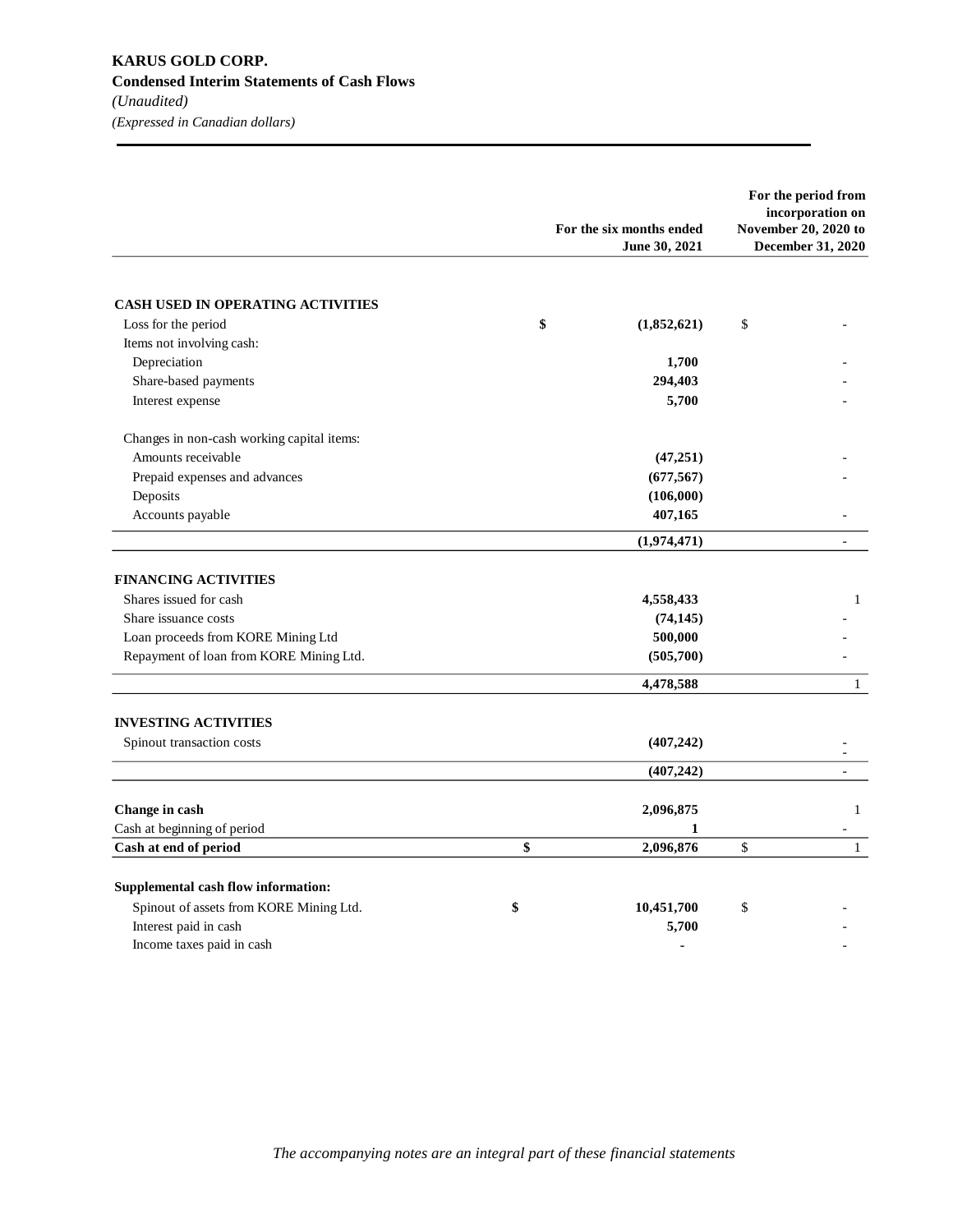**KARUS GOLD CORP.**
**Condensed Interim Statements of Cash Flows**
*(Unaudited)*
*(Expressed in Canadian dollars)*

| | For the six months ended June 30, 2021 | For the period from incorporation on November 20, 2020 to December 31, 2020 |
|---|---|---|
| **CASH USED IN OPERATING ACTIVITIES** | | |
| Loss for the period | $ **(1,852,621)** | $ - |
| Items not involving cash: | | |
| Depreciation | **1,700** | - |
| Share-based payments | **294,403** | - |
| Interest expense | **5,700** | - |
| Changes in non-cash working capital items: | | |
| Amounts receivable | **(47,251)** | - |
| Prepaid expenses and advances | **(677,567)** | - |
| Deposits | **(106,000)** | |
| Accounts payable | **407,165** | - |
| | **(1,974,471)** | - |
| **FINANCING ACTIVITIES** | | |
| Shares issued for cash | **4,558,433** | 1 |
| Share issuance costs | **(74,145)** | - |
| Loan proceeds from KORE Mining Ltd | **500,000** | - |
| Repayment of loan from KORE Mining Ltd. | **(505,700)** | - |
| | **4,478,588** | 1 |
| **INVESTING ACTIVITIES** | | |
| Spinout transaction costs | **(407,242)** | - |
| | **(407,242)** | - |
| **Change in cash** | **2,096,875** | 1 |
| Cash at beginning of period | **1** | - |
| **Cash at end of period** | **$ 2,096,876** | $ 1 |
| **Supplemental cash flow information:** | | |
| Spinout of assets from KORE Mining Ltd. | $ **10,451,700** | $ - |
| Interest paid in cash | **5,700** | - |
| Income taxes paid in cash | **-** | - |

*The accompanying notes are an integral part of these financial statements*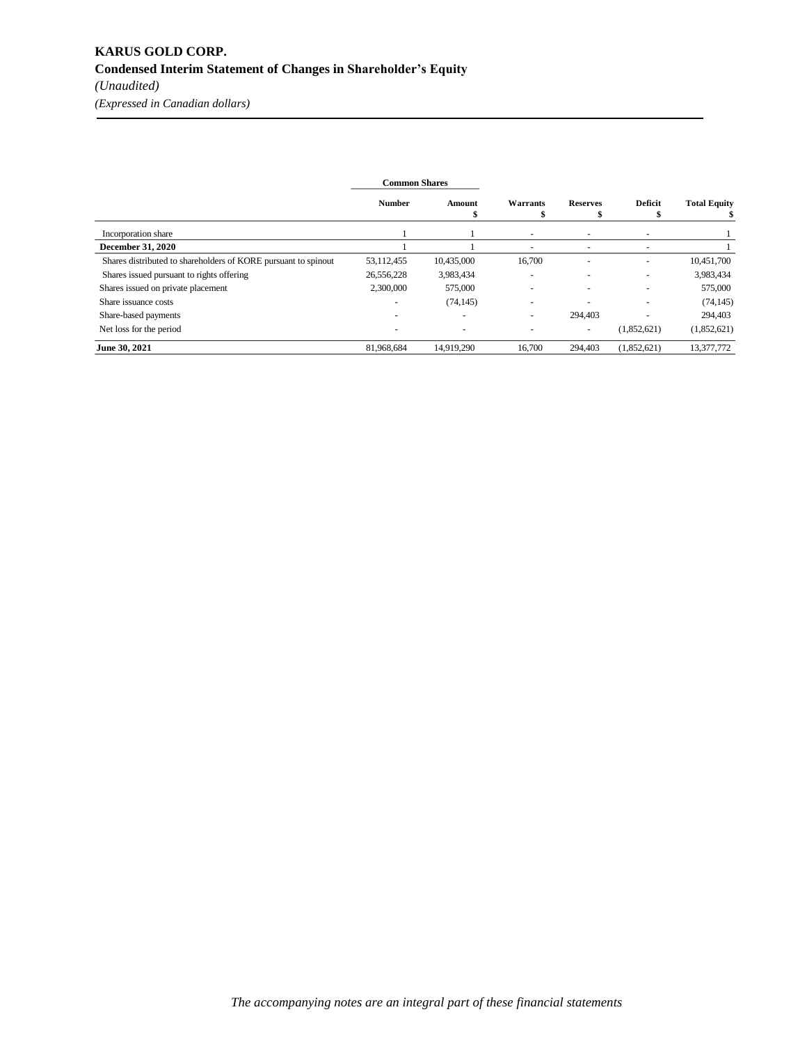**KARUS GOLD CORP.**

**Condensed Interim Statement of Changes in Shareholder's Equity**

*(Unaudited)*

*(Expressed in Canadian dollars)*

| | Common Shares | | | | | |
|---|---|---|---|---|---|---|
| | Number | Amount $ | Warrants $ | Reserves $ | Deficit $ | Total Equity $ |
| Incorporation share | 1 | 1 | - | - | - | 1 |
| **December 31, 2020** | 1 | 1 | - | - | - | 1 |
| Shares distributed to shareholders of KORE pursuant to spinout | 53,112,455 | 10,435,000 | 16,700 | - | - | 10,451,700 |
| Shares issued pursuant to rights offering | 26,556,228 | 3,983,434 | - | - | - | 3,983,434 |
| Shares issued on private placement | 2,300,000 | 575,000 | - | - | - | 575,000 |
| Share issuance costs | - | (74,145) | - | - | - | (74,145) |
| Share-based payments | - | - | - | 294,403 | - | 294,403 |
| Net loss for the period | - | - | - | - | (1,852,621) | (1,852,621) |
| **June 30, 2021** | 81,968,684 | 14,919,290 | 16,700 | 294,403 | (1,852,621) | 13,377,772 |

*The accompanying notes are an integral part of these financial statements*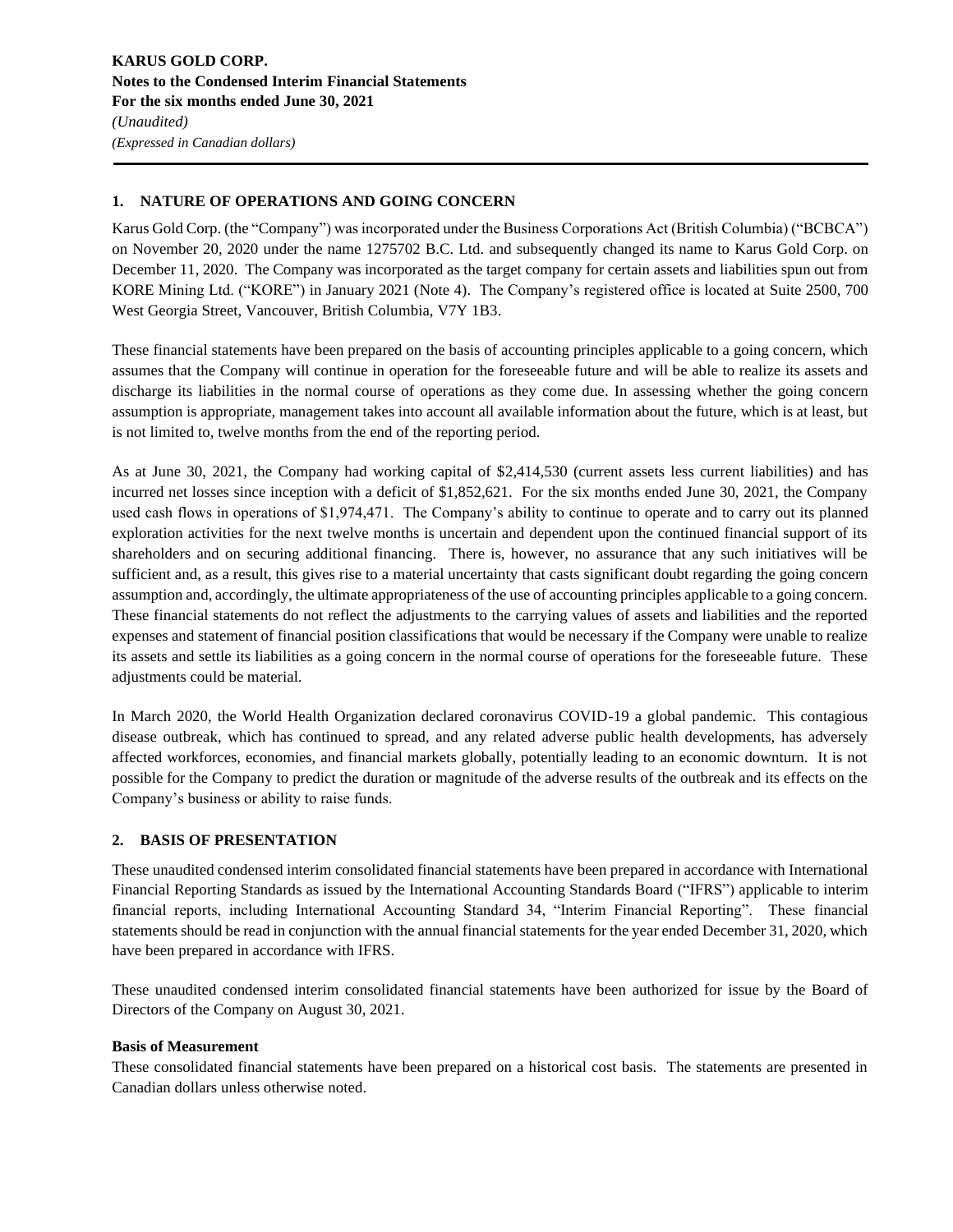## 1. NATURE OF OPERATIONS AND GOING CONCERN

Karus Gold Corp. (the "Company") was incorporated under the Business Corporations Act (British Columbia) ("BCBCA") on November 20, 2020 under the name 1275702 B.C. Ltd. and subsequently changed its name to Karus Gold Corp. on December 11, 2020. The Company was incorporated as the target company for certain assets and liabilities spun out from KORE Mining Ltd. ("KORE") in January 2021 (Note 4). The Company's registered office is located at Suite 2500, 700 West Georgia Street, Vancouver, British Columbia, V7Y 1B3.

These financial statements have been prepared on the basis of accounting principles applicable to a going concern, which assumes that the Company will continue in operation for the foreseeable future and will be able to realize its assets and discharge its liabilities in the normal course of operations as they come due. In assessing whether the going concern assumption is appropriate, management takes into account all available information about the future, which is at least, but is not limited to, twelve months from the end of the reporting period.

As at June 30, 2021, the Company had working capital of $2,414,530 (current assets less current liabilities) and has incurred net losses since inception with a deficit of $1,852,621. For the six months ended June 30, 2021, the Company used cash flows in operations of $1,974,471. The Company's ability to continue to operate and to carry out its planned exploration activities for the next twelve months is uncertain and dependent upon the continued financial support of its shareholders and on securing additional financing. There is, however, no assurance that any such initiatives will be sufficient and, as a result, this gives rise to a material uncertainty that casts significant doubt regarding the going concern assumption and, accordingly, the ultimate appropriateness of the use of accounting principles applicable to a going concern. These financial statements do not reflect the adjustments to the carrying values of assets and liabilities and the reported expenses and statement of financial position classifications that would be necessary if the Company were unable to realize its assets and settle its liabilities as a going concern in the normal course of operations for the foreseeable future. These adjustments could be material.

In March 2020, the World Health Organization declared coronavirus COVID-19 a global pandemic. This contagious disease outbreak, which has continued to spread, and any related adverse public health developments, has adversely affected workforces, economies, and financial markets globally, potentially leading to an economic downturn. It is not possible for the Company to predict the duration or magnitude of the adverse results of the outbreak and its effects on the Company's business or ability to raise funds.

## 2. BASIS OF PRESENTATION

These unaudited condensed interim consolidated financial statements have been prepared in accordance with International Financial Reporting Standards as issued by the International Accounting Standards Board ("IFRS") applicable to interim financial reports, including International Accounting Standard 34, "Interim Financial Reporting". These financial statements should be read in conjunction with the annual financial statements for the year ended December 31, 2020, which have been prepared in accordance with IFRS.

These unaudited condensed interim consolidated financial statements have been authorized for issue by the Board of Directors of the Company on August 30, 2021.

**Basis of Measurement**

These consolidated financial statements have been prepared on a historical cost basis. The statements are presented in Canadian dollars unless otherwise noted.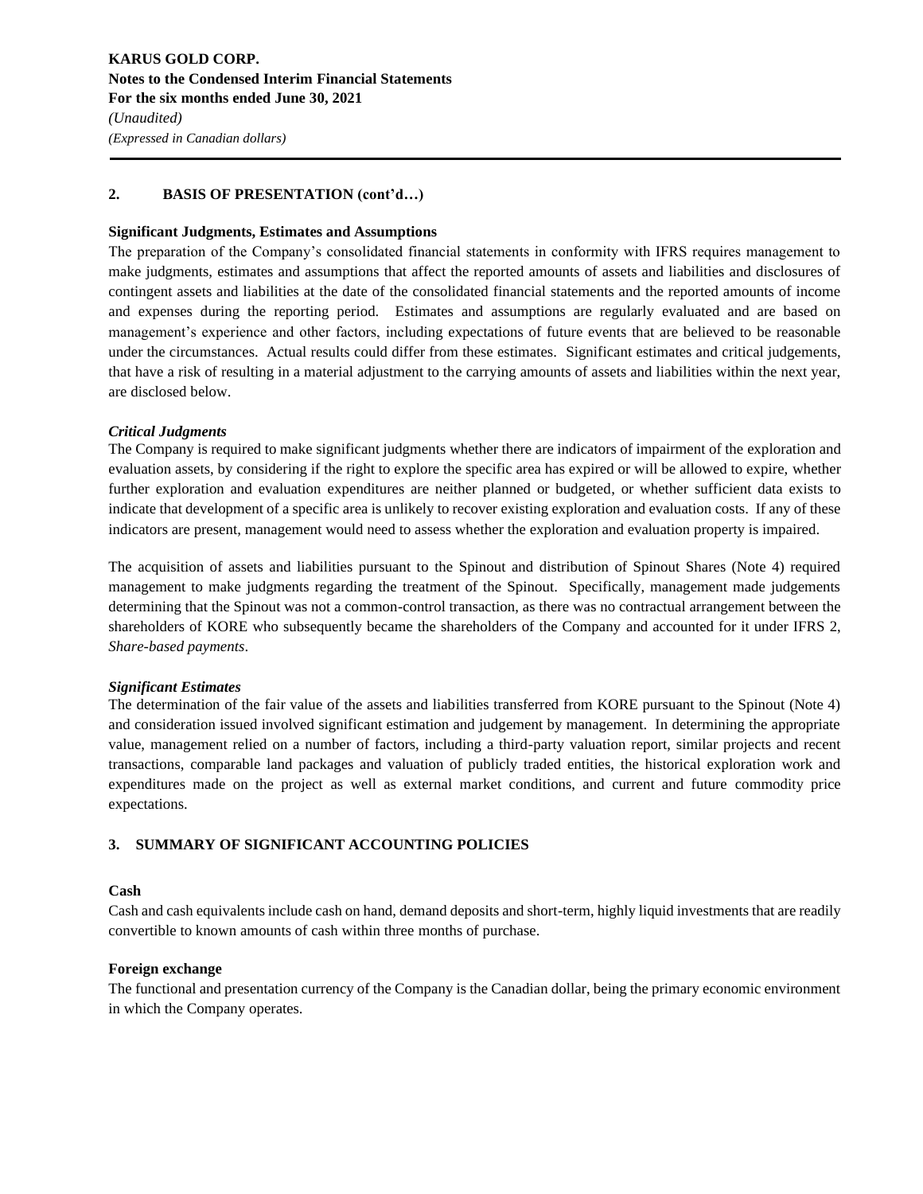## 2. BASIS OF PRESENTATION (cont'd…)

**Significant Judgments, Estimates and Assumptions**

The preparation of the Company's consolidated financial statements in conformity with IFRS requires management to make judgments, estimates and assumptions that affect the reported amounts of assets and liabilities and disclosures of contingent assets and liabilities at the date of the consolidated financial statements and the reported amounts of income and expenses during the reporting period. Estimates and assumptions are regularly evaluated and are based on management's experience and other factors, including expectations of future events that are believed to be reasonable under the circumstances. Actual results could differ from these estimates. Significant estimates and critical judgements, that have a risk of resulting in a material adjustment to the carrying amounts of assets and liabilities within the next year, are disclosed below.

***Critical Judgments***

The Company is required to make significant judgments whether there are indicators of impairment of the exploration and evaluation assets, by considering if the right to explore the specific area has expired or will be allowed to expire, whether further exploration and evaluation expenditures are neither planned or budgeted, or whether sufficient data exists to indicate that development of a specific area is unlikely to recover existing exploration and evaluation costs. If any of these indicators are present, management would need to assess whether the exploration and evaluation property is impaired.

The acquisition of assets and liabilities pursuant to the Spinout and distribution of Spinout Shares (Note 4) required management to make judgments regarding the treatment of the Spinout. Specifically, management made judgements determining that the Spinout was not a common-control transaction, as there was no contractual arrangement between the shareholders of KORE who subsequently became the shareholders of the Company and accounted for it under IFRS 2, *Share-based payments*.

***Significant Estimates***

The determination of the fair value of the assets and liabilities transferred from KORE pursuant to the Spinout (Note 4) and consideration issued involved significant estimation and judgement by management. In determining the appropriate value, management relied on a number of factors, including a third-party valuation report, similar projects and recent transactions, comparable land packages and valuation of publicly traded entities, the historical exploration work and expenditures made on the project as well as external market conditions, and current and future commodity price expectations.

## 3. SUMMARY OF SIGNIFICANT ACCOUNTING POLICIES

**Cash**

Cash and cash equivalents include cash on hand, demand deposits and short-term, highly liquid investments that are readily convertible to known amounts of cash within three months of purchase.

**Foreign exchange**

The functional and presentation currency of the Company is the Canadian dollar, being the primary economic environment in which the Company operates.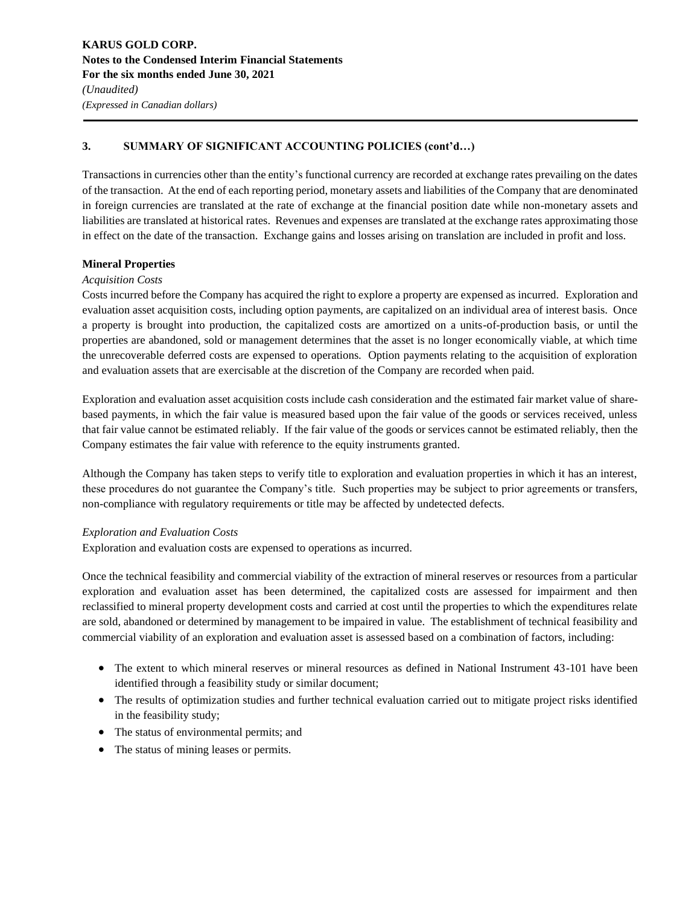### 3. SUMMARY OF SIGNIFICANT ACCOUNTING POLICIES (cont'd…)

Transactions in currencies other than the entity's functional currency are recorded at exchange rates prevailing on the dates of the transaction. At the end of each reporting period, monetary assets and liabilities of the Company that are denominated in foreign currencies are translated at the rate of exchange at the financial position date while non-monetary assets and liabilities are translated at historical rates. Revenues and expenses are translated at the exchange rates approximating those in effect on the date of the transaction. Exchange gains and losses arising on translation are included in profit and loss.

**Mineral Properties**

*Acquisition Costs*

Costs incurred before the Company has acquired the right to explore a property are expensed as incurred. Exploration and evaluation asset acquisition costs, including option payments, are capitalized on an individual area of interest basis. Once a property is brought into production, the capitalized costs are amortized on a units-of-production basis, or until the properties are abandoned, sold or management determines that the asset is no longer economically viable, at which time the unrecoverable deferred costs are expensed to operations. Option payments relating to the acquisition of exploration and evaluation assets that are exercisable at the discretion of the Company are recorded when paid.

Exploration and evaluation asset acquisition costs include cash consideration and the estimated fair market value of share-based payments, in which the fair value is measured based upon the fair value of the goods or services received, unless that fair value cannot be estimated reliably. If the fair value of the goods or services cannot be estimated reliably, then the Company estimates the fair value with reference to the equity instruments granted.

Although the Company has taken steps to verify title to exploration and evaluation properties in which it has an interest, these procedures do not guarantee the Company's title. Such properties may be subject to prior agreements or transfers, non-compliance with regulatory requirements or title may be affected by undetected defects.

*Exploration and Evaluation Costs*

Exploration and evaluation costs are expensed to operations as incurred.

Once the technical feasibility and commercial viability of the extraction of mineral reserves or resources from a particular exploration and evaluation asset has been determined, the capitalized costs are assessed for impairment and then reclassified to mineral property development costs and carried at cost until the properties to which the expenditures relate are sold, abandoned or determined by management to be impaired in value. The establishment of technical feasibility and commercial viability of an exploration and evaluation asset is assessed based on a combination of factors, including:

- The extent to which mineral reserves or mineral resources as defined in National Instrument 43-101 have been identified through a feasibility study or similar document;
- The results of optimization studies and further technical evaluation carried out to mitigate project risks identified in the feasibility study;
- The status of environmental permits; and
- The status of mining leases or permits.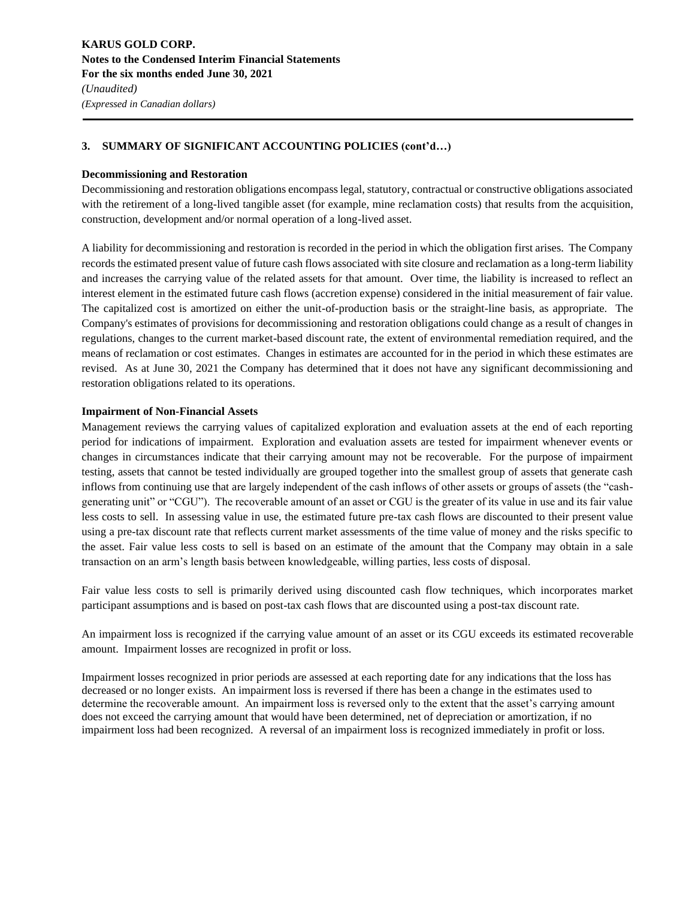## 3. SUMMARY OF SIGNIFICANT ACCOUNTING POLICIES (cont'd…)

**Decommissioning and Restoration**

Decommissioning and restoration obligations encompass legal, statutory, contractual or constructive obligations associated with the retirement of a long-lived tangible asset (for example, mine reclamation costs) that results from the acquisition, construction, development and/or normal operation of a long-lived asset.

A liability for decommissioning and restoration is recorded in the period in which the obligation first arises. The Company records the estimated present value of future cash flows associated with site closure and reclamation as a long-term liability and increases the carrying value of the related assets for that amount. Over time, the liability is increased to reflect an interest element in the estimated future cash flows (accretion expense) considered in the initial measurement of fair value. The capitalized cost is amortized on either the unit-of-production basis or the straight-line basis, as appropriate. The Company's estimates of provisions for decommissioning and restoration obligations could change as a result of changes in regulations, changes to the current market-based discount rate, the extent of environmental remediation required, and the means of reclamation or cost estimates. Changes in estimates are accounted for in the period in which these estimates are revised. As at June 30, 2021 the Company has determined that it does not have any significant decommissioning and restoration obligations related to its operations.

**Impairment of Non-Financial Assets**

Management reviews the carrying values of capitalized exploration and evaluation assets at the end of each reporting period for indications of impairment. Exploration and evaluation assets are tested for impairment whenever events or changes in circumstances indicate that their carrying amount may not be recoverable. For the purpose of impairment testing, assets that cannot be tested individually are grouped together into the smallest group of assets that generate cash inflows from continuing use that are largely independent of the cash inflows of other assets or groups of assets (the "cash-generating unit" or "CGU"). The recoverable amount of an asset or CGU is the greater of its value in use and its fair value less costs to sell. In assessing value in use, the estimated future pre-tax cash flows are discounted to their present value using a pre-tax discount rate that reflects current market assessments of the time value of money and the risks specific to the asset. Fair value less costs to sell is based on an estimate of the amount that the Company may obtain in a sale transaction on an arm's length basis between knowledgeable, willing parties, less costs of disposal.

Fair value less costs to sell is primarily derived using discounted cash flow techniques, which incorporates market participant assumptions and is based on post-tax cash flows that are discounted using a post-tax discount rate.

An impairment loss is recognized if the carrying value amount of an asset or its CGU exceeds its estimated recoverable amount. Impairment losses are recognized in profit or loss.

Impairment losses recognized in prior periods are assessed at each reporting date for any indications that the loss has decreased or no longer exists. An impairment loss is reversed if there has been a change in the estimates used to determine the recoverable amount. An impairment loss is reversed only to the extent that the asset's carrying amount does not exceed the carrying amount that would have been determined, net of depreciation or amortization, if no impairment loss had been recognized. A reversal of an impairment loss is recognized immediately in profit or loss.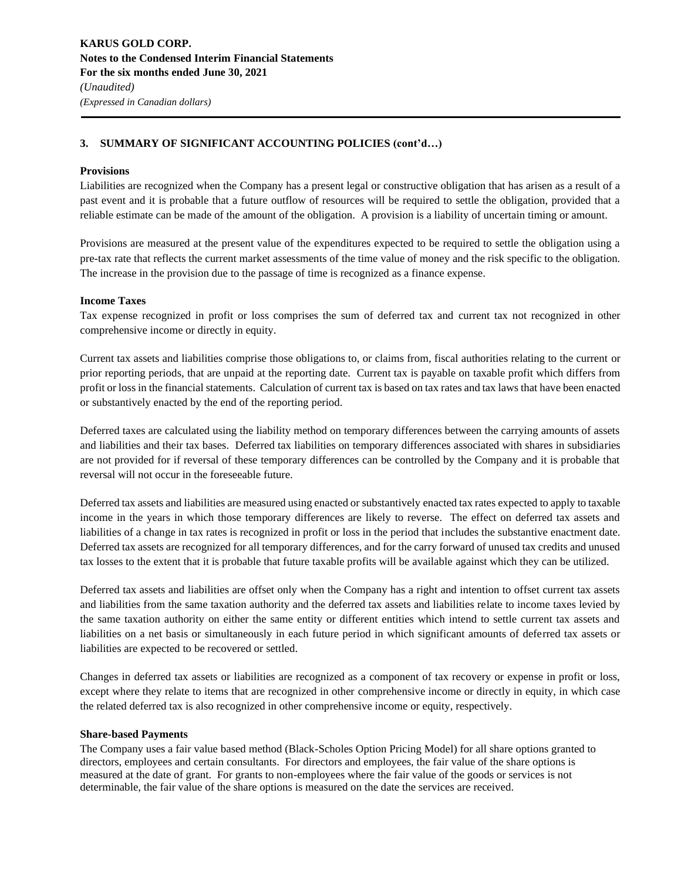## 3. SUMMARY OF SIGNIFICANT ACCOUNTING POLICIES (cont'd…)

### Provisions

Liabilities are recognized when the Company has a present legal or constructive obligation that has arisen as a result of a past event and it is probable that a future outflow of resources will be required to settle the obligation, provided that a reliable estimate can be made of the amount of the obligation. A provision is a liability of uncertain timing or amount.

Provisions are measured at the present value of the expenditures expected to be required to settle the obligation using a pre-tax rate that reflects the current market assessments of the time value of money and the risk specific to the obligation. The increase in the provision due to the passage of time is recognized as a finance expense.

### Income Taxes

Tax expense recognized in profit or loss comprises the sum of deferred tax and current tax not recognized in other comprehensive income or directly in equity.

Current tax assets and liabilities comprise those obligations to, or claims from, fiscal authorities relating to the current or prior reporting periods, that are unpaid at the reporting date. Current tax is payable on taxable profit which differs from profit or loss in the financial statements. Calculation of current tax is based on tax rates and tax laws that have been enacted or substantively enacted by the end of the reporting period.

Deferred taxes are calculated using the liability method on temporary differences between the carrying amounts of assets and liabilities and their tax bases. Deferred tax liabilities on temporary differences associated with shares in subsidiaries are not provided for if reversal of these temporary differences can be controlled by the Company and it is probable that reversal will not occur in the foreseeable future.

Deferred tax assets and liabilities are measured using enacted or substantively enacted tax rates expected to apply to taxable income in the years in which those temporary differences are likely to reverse. The effect on deferred tax assets and liabilities of a change in tax rates is recognized in profit or loss in the period that includes the substantive enactment date. Deferred tax assets are recognized for all temporary differences, and for the carry forward of unused tax credits and unused tax losses to the extent that it is probable that future taxable profits will be available against which they can be utilized.

Deferred tax assets and liabilities are offset only when the Company has a right and intention to offset current tax assets and liabilities from the same taxation authority and the deferred tax assets and liabilities relate to income taxes levied by the same taxation authority on either the same entity or different entities which intend to settle current tax assets and liabilities on a net basis or simultaneously in each future period in which significant amounts of deferred tax assets or liabilities are expected to be recovered or settled.

Changes in deferred tax assets or liabilities are recognized as a component of tax recovery or expense in profit or loss, except where they relate to items that are recognized in other comprehensive income or directly in equity, in which case the related deferred tax is also recognized in other comprehensive income or equity, respectively.

### Share-based Payments

The Company uses a fair value based method (Black-Scholes Option Pricing Model) for all share options granted to directors, employees and certain consultants. For directors and employees, the fair value of the share options is measured at the date of grant. For grants to non-employees where the fair value of the goods or services is not determinable, the fair value of the share options is measured on the date the services are received.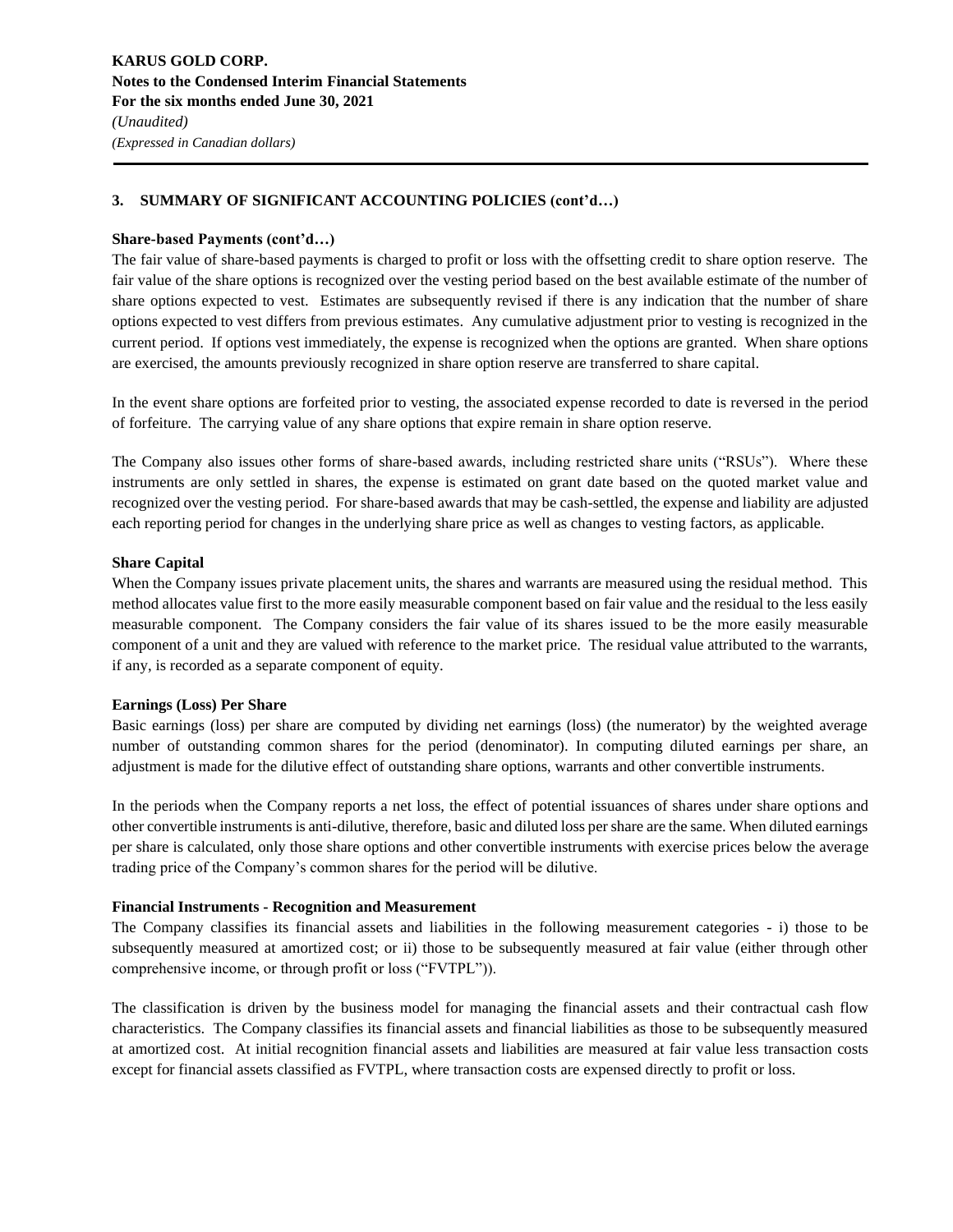## 3. SUMMARY OF SIGNIFICANT ACCOUNTING POLICIES (cont'd…)

### Share-based Payments (cont'd…)

The fair value of share-based payments is charged to profit or loss with the offsetting credit to share option reserve. The fair value of the share options is recognized over the vesting period based on the best available estimate of the number of share options expected to vest. Estimates are subsequently revised if there is any indication that the number of share options expected to vest differs from previous estimates. Any cumulative adjustment prior to vesting is recognized in the current period. If options vest immediately, the expense is recognized when the options are granted. When share options are exercised, the amounts previously recognized in share option reserve are transferred to share capital.

In the event share options are forfeited prior to vesting, the associated expense recorded to date is reversed in the period of forfeiture. The carrying value of any share options that expire remain in share option reserve.

The Company also issues other forms of share-based awards, including restricted share units ("RSUs"). Where these instruments are only settled in shares, the expense is estimated on grant date based on the quoted market value and recognized over the vesting period. For share-based awards that may be cash-settled, the expense and liability are adjusted each reporting period for changes in the underlying share price as well as changes to vesting factors, as applicable.

### Share Capital

When the Company issues private placement units, the shares and warrants are measured using the residual method. This method allocates value first to the more easily measurable component based on fair value and the residual to the less easily measurable component. The Company considers the fair value of its shares issued to be the more easily measurable component of a unit and they are valued with reference to the market price. The residual value attributed to the warrants, if any, is recorded as a separate component of equity.

### Earnings (Loss) Per Share

Basic earnings (loss) per share are computed by dividing net earnings (loss) (the numerator) by the weighted average number of outstanding common shares for the period (denominator). In computing diluted earnings per share, an adjustment is made for the dilutive effect of outstanding share options, warrants and other convertible instruments.

In the periods when the Company reports a net loss, the effect of potential issuances of shares under share options and other convertible instruments is anti-dilutive, therefore, basic and diluted loss per share are the same. When diluted earnings per share is calculated, only those share options and other convertible instruments with exercise prices below the average trading price of the Company's common shares for the period will be dilutive.

### Financial Instruments - Recognition and Measurement

The Company classifies its financial assets and liabilities in the following measurement categories - i) those to be subsequently measured at amortized cost; or ii) those to be subsequently measured at fair value (either through other comprehensive income, or through profit or loss ("FVTPL")).

The classification is driven by the business model for managing the financial assets and their contractual cash flow characteristics. The Company classifies its financial assets and financial liabilities as those to be subsequently measured at amortized cost. At initial recognition financial assets and liabilities are measured at fair value less transaction costs except for financial assets classified as FVTPL, where transaction costs are expensed directly to profit or loss.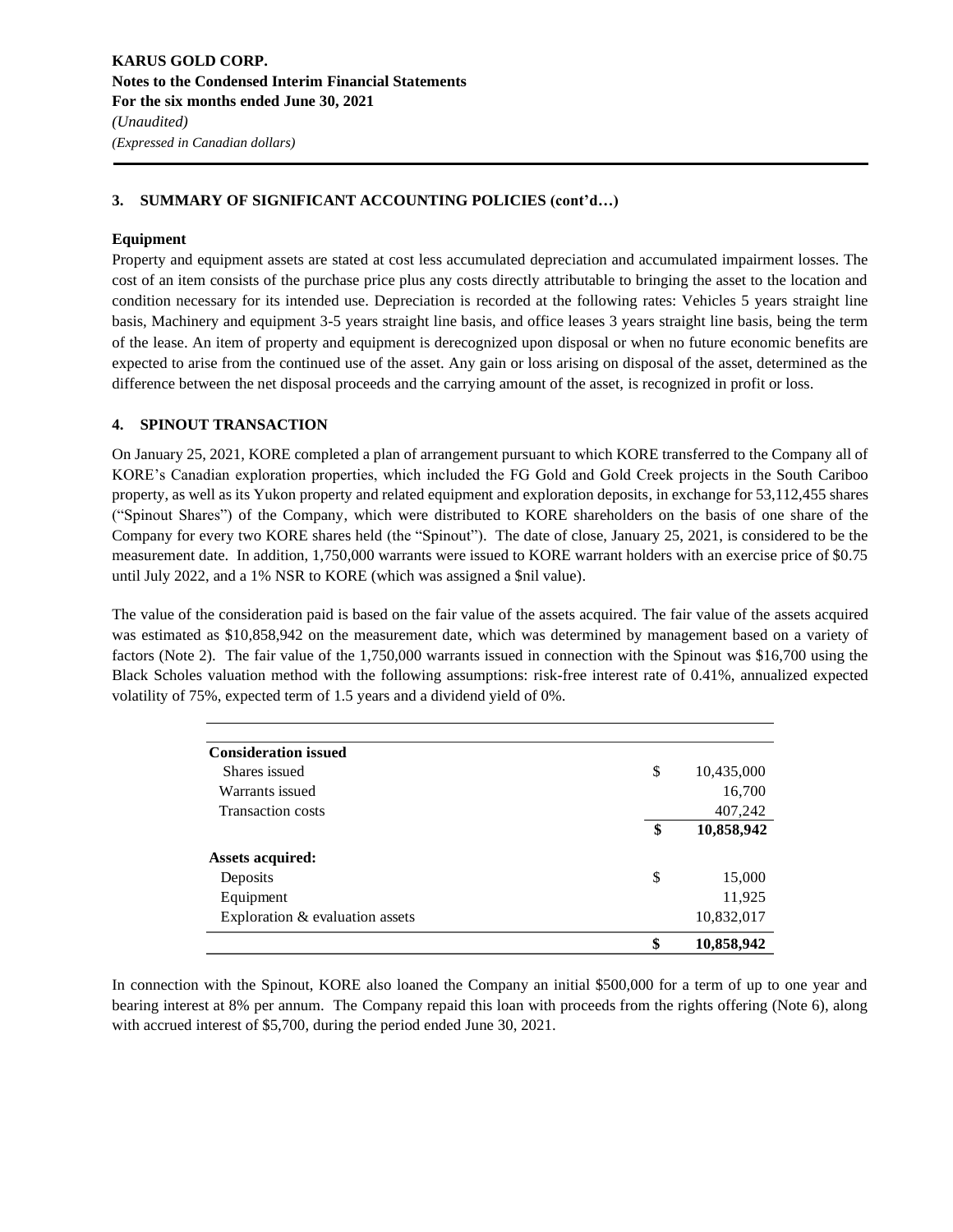## 3. SUMMARY OF SIGNIFICANT ACCOUNTING POLICIES (cont'd…)

### Equipment

Property and equipment assets are stated at cost less accumulated depreciation and accumulated impairment losses. The cost of an item consists of the purchase price plus any costs directly attributable to bringing the asset to the location and condition necessary for its intended use. Depreciation is recorded at the following rates: Vehicles 5 years straight line basis, Machinery and equipment 3-5 years straight line basis, and office leases 3 years straight line basis, being the term of the lease. An item of property and equipment is derecognized upon disposal or when no future economic benefits are expected to arise from the continued use of the asset. Any gain or loss arising on disposal of the asset, determined as the difference between the net disposal proceeds and the carrying amount of the asset, is recognized in profit or loss.

## 4. SPINOUT TRANSACTION

On January 25, 2021, KORE completed a plan of arrangement pursuant to which KORE transferred to the Company all of KORE's Canadian exploration properties, which included the FG Gold and Gold Creek projects in the South Cariboo property, as well as its Yukon property and related equipment and exploration deposits, in exchange for 53,112,455 shares ("Spinout Shares") of the Company, which were distributed to KORE shareholders on the basis of one share of the Company for every two KORE shares held (the "Spinout"). The date of close, January 25, 2021, is considered to be the measurement date. In addition, 1,750,000 warrants were issued to KORE warrant holders with an exercise price of $0.75 until July 2022, and a 1% NSR to KORE (which was assigned a $nil value).

The value of the consideration paid is based on the fair value of the assets acquired. The fair value of the assets acquired was estimated as $10,858,942 on the measurement date, which was determined by management based on a variety of factors (Note 2). The fair value of the 1,750,000 warrants issued in connection with the Spinout was $16,700 using the Black Scholes valuation method with the following assumptions: risk-free interest rate of 0.41%, annualized expected volatility of 75%, expected term of 1.5 years and a dividend yield of 0%.

| | | |
|---|---|---|
| **Consideration issued** | | |
| Shares issued | $ | 10,435,000 |
| Warrants issued | | 16,700 |
| Transaction costs | | 407,242 |
| | **$** | **10,858,942** |
| **Assets acquired:** | | |
| Deposits | $ | 15,000 |
| Equipment | | 11,925 |
| Exploration & evaluation assets | | 10,832,017 |
| | **$** | **10,858,942** |

In connection with the Spinout, KORE also loaned the Company an initial $500,000 for a term of up to one year and bearing interest at 8% per annum. The Company repaid this loan with proceeds from the rights offering (Note 6), along with accrued interest of $5,700, during the period ended June 30, 2021.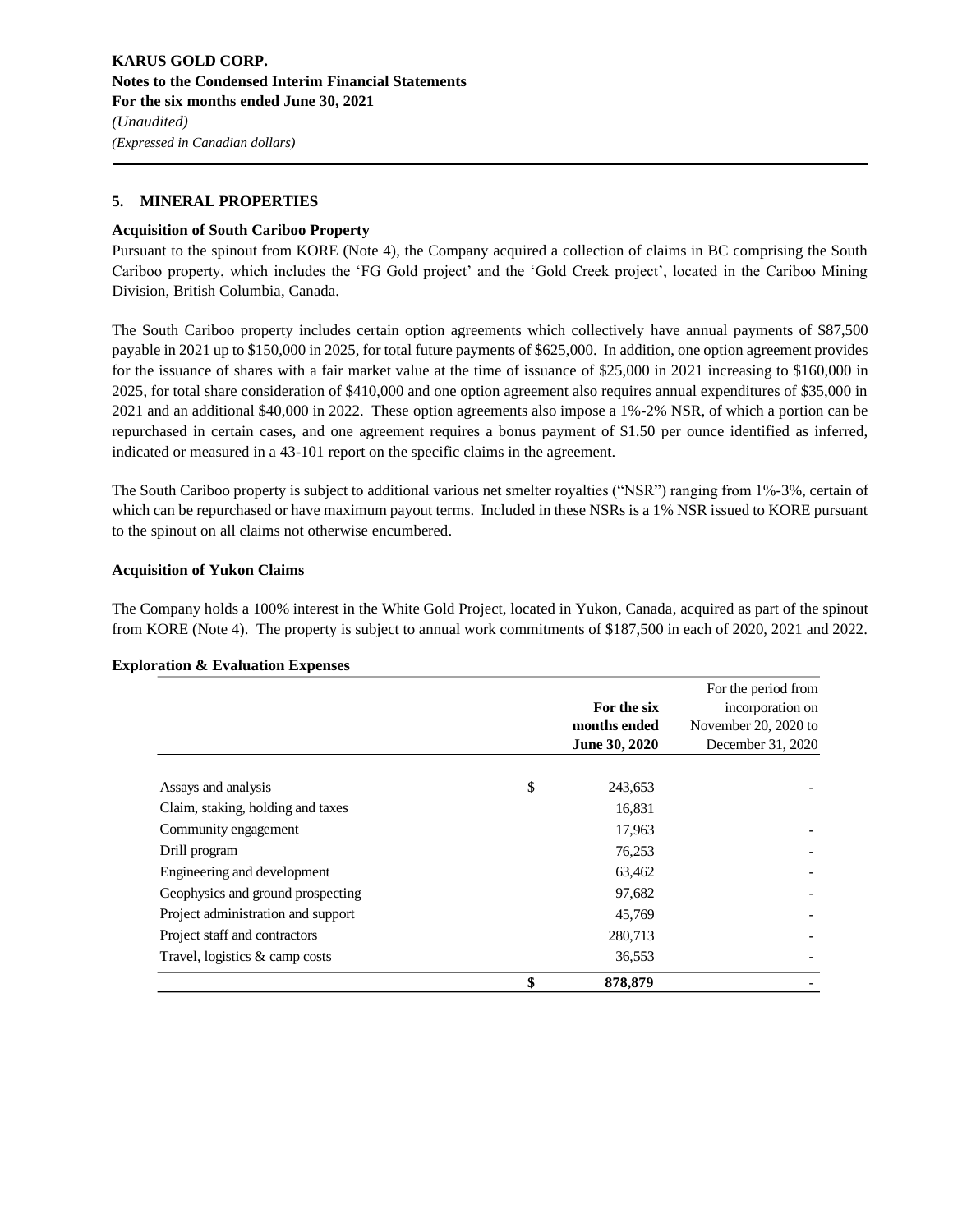**KARUS GOLD CORP.**
**Notes to the Condensed Interim Financial Statements**
**For the six months ended June 30, 2021**
*(Unaudited)*
*(Expressed in Canadian dollars)*

## 5. MINERAL PROPERTIES

### Acquisition of South Cariboo Property

Pursuant to the spinout from KORE (Note 4), the Company acquired a collection of claims in BC comprising the South Cariboo property, which includes the 'FG Gold project' and the 'Gold Creek project', located in the Cariboo Mining Division, British Columbia, Canada.

The South Cariboo property includes certain option agreements which collectively have annual payments of $87,500 payable in 2021 up to $150,000 in 2025, for total future payments of $625,000. In addition, one option agreement provides for the issuance of shares with a fair market value at the time of issuance of $25,000 in 2021 increasing to $160,000 in 2025, for total share consideration of $410,000 and one option agreement also requires annual expenditures of $35,000 in 2021 and an additional $40,000 in 2022. These option agreements also impose a 1%-2% NSR, of which a portion can be repurchased in certain cases, and one agreement requires a bonus payment of $1.50 per ounce identified as inferred, indicated or measured in a 43-101 report on the specific claims in the agreement.

The South Cariboo property is subject to additional various net smelter royalties ("NSR") ranging from 1%-3%, certain of which can be repurchased or have maximum payout terms. Included in these NSRs is a 1% NSR issued to KORE pursuant to the spinout on all claims not otherwise encumbered.

### Acquisition of Yukon Claims

The Company holds a 100% interest in the White Gold Project, located in Yukon, Canada, acquired as part of the spinout from KORE (Note 4). The property is subject to annual work commitments of $187,500 in each of 2020, 2021 and 2022.

### Exploration & Evaluation Expenses

| | | **For the six months ended June 30, 2020** | For the period from incorporation on November 20, 2020 to December 31, 2020 |
|---|---|---|---|
| Assays and analysis | $ | 243,653 | - |
| Claim, staking, holding and taxes | | 16,831 | |
| Community engagement | | 17,963 | - |
| Drill program | | 76,253 | - |
| Engineering and development | | 63,462 | - |
| Geophysics and ground prospecting | | 97,682 | - |
| Project administration and support | | 45,769 | - |
| Project staff and contractors | | 280,713 | - |
| Travel, logistics & camp costs | | 36,553 | - |
| | **$** | **878,879** | - |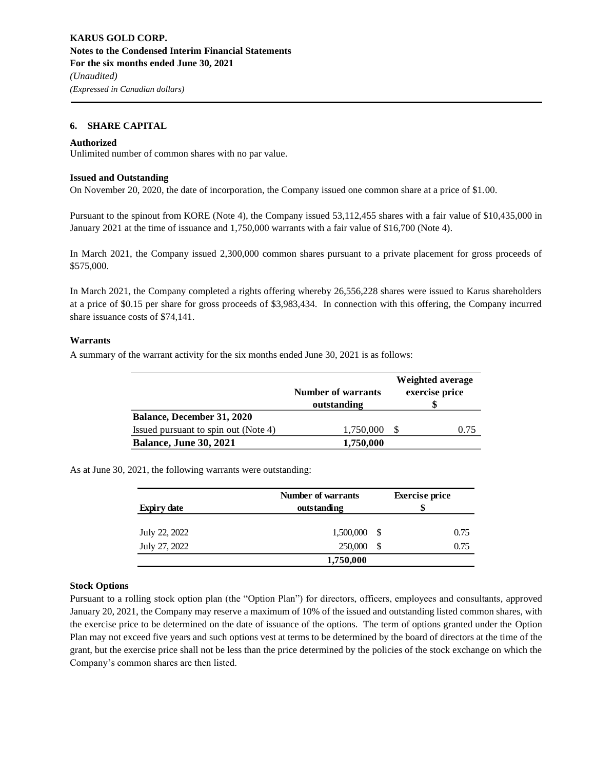## 6. SHARE CAPITAL

**Authorized**

Unlimited number of common shares with no par value.

**Issued and Outstanding**

On November 20, 2020, the date of incorporation, the Company issued one common share at a price of $1.00.

Pursuant to the spinout from KORE (Note 4), the Company issued 53,112,455 shares with a fair value of $10,435,000 in January 2021 at the time of issuance and 1,750,000 warrants with a fair value of $16,700 (Note 4).

In March 2021, the Company issued 2,300,000 common shares pursuant to a private placement for gross proceeds of $575,000.

In March 2021, the Company completed a rights offering whereby 26,556,228 shares were issued to Karus shareholders at a price of $0.15 per share for gross proceeds of $3,983,434. In connection with this offering, the Company incurred share issuance costs of $74,141.

**Warrants**

A summary of the warrant activity for the six months ended June 30, 2021 is as follows:

| | Number of warrants outstanding | Weighted average exercise price $ |
|---|---|---|
| **Balance, December 31, 2020** | | |
| Issued pursuant to spin out (Note 4) | 1,750,000 | $ 0.75 |
| **Balance, June 30, 2021** | **1,750,000** | |

As at June 30, 2021, the following warrants were outstanding:

| Expiry date | Number of warrants outstanding | Exercise price $ |
|---|---|---|
| July 22, 2022 | 1,500,000 | $ 0.75 |
| July 27, 2022 | 250,000 | $ 0.75 |
| | **1,750,000** | |

**Stock Options**

Pursuant to a rolling stock option plan (the "Option Plan") for directors, officers, employees and consultants, approved January 20, 2021, the Company may reserve a maximum of 10% of the issued and outstanding listed common shares, with the exercise price to be determined on the date of issuance of the options. The term of options granted under the Option Plan may not exceed five years and such options vest at terms to be determined by the board of directors at the time of the grant, but the exercise price shall not be less than the price determined by the policies of the stock exchange on which the Company's common shares are then listed.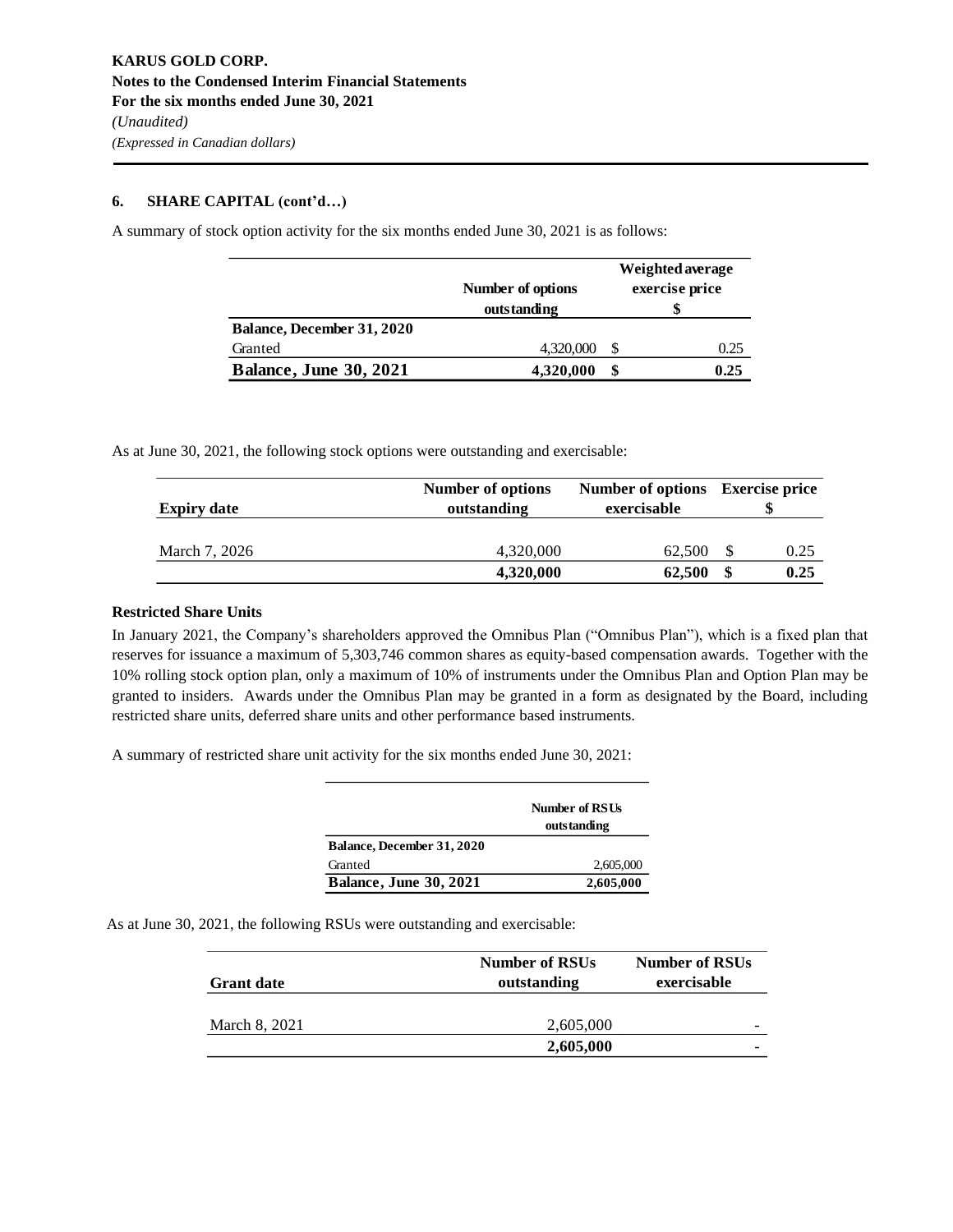**KARUS GOLD CORP.**
**Notes to the Condensed Interim Financial Statements**
**For the six months ended June 30, 2021**
*(Unaudited)*
*(Expressed in Canadian dollars)*

### 6. SHARE CAPITAL (cont'd…)

A summary of stock option activity for the six months ended June 30, 2021 is as follows:

| | Number of options outstanding | Weighted average exercise price $ |
|---|---|---|
| **Balance, December 31, 2020** | | |
| Granted | 4,320,000 | $ 0.25 |
| **Balance, June 30, 2021** | **4,320,000** | **$ 0.25** |

As at June 30, 2021, the following stock options were outstanding and exercisable:

| Expiry date | Number of options outstanding | Number of options exercisable | Exercise price $ |
|---|---|---|---|
| March 7, 2026 | 4,320,000 | 62,500 | $ 0.25 |
| | **4,320,000** | **62,500** | **$ 0.25** |

**Restricted Share Units**

In January 2021, the Company's shareholders approved the Omnibus Plan ("Omnibus Plan"), which is a fixed plan that reserves for issuance a maximum of 5,303,746 common shares as equity-based compensation awards. Together with the 10% rolling stock option plan, only a maximum of 10% of instruments under the Omnibus Plan and Option Plan may be granted to insiders. Awards under the Omnibus Plan may be granted in a form as designated by the Board, including restricted share units, deferred share units and other performance based instruments.

A summary of restricted share unit activity for the six months ended June 30, 2021:

| | Number of RSUs outstanding |
|---|---|
| **Balance, December 31, 2020** | |
| Granted | 2,605,000 |
| **Balance, June 30, 2021** | **2,605,000** |

As at June 30, 2021, the following RSUs were outstanding and exercisable:

| Grant date | Number of RSUs outstanding | Number of RSUs exercisable |
|---|---|---|
| March 8, 2021 | 2,605,000 | - |
| | **2,605,000** | - |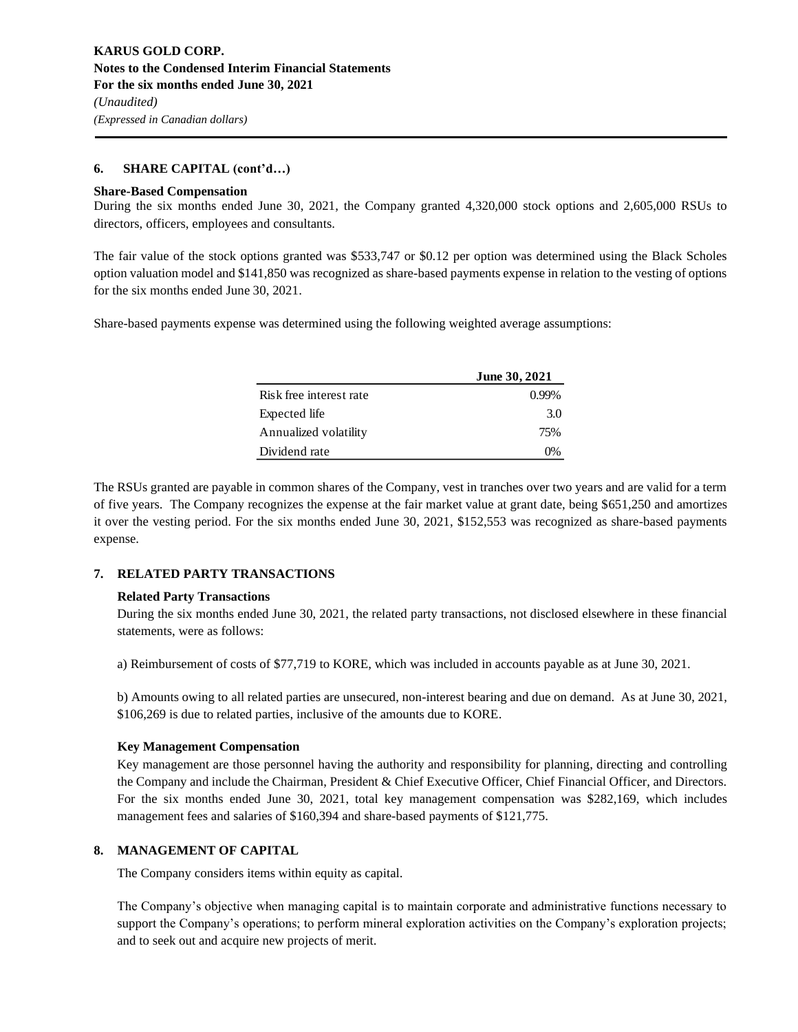## 6. SHARE CAPITAL (cont'd…)

**Share-Based Compensation**

During the six months ended June 30, 2021, the Company granted 4,320,000 stock options and 2,605,000 RSUs to directors, officers, employees and consultants.

The fair value of the stock options granted was $533,747 or $0.12 per option was determined using the Black Scholes option valuation model and $141,850 was recognized as share-based payments expense in relation to the vesting of options for the six months ended June 30, 2021.

Share-based payments expense was determined using the following weighted average assumptions:

| | June 30, 2021 |
|---|---|
| Risk free interest rate | 0.99% |
| Expected life | 3.0 |
| Annualized volatility | 75% |
| Dividend rate | 0% |

The RSUs granted are payable in common shares of the Company, vest in tranches over two years and are valid for a term of five years. The Company recognizes the expense at the fair market value at grant date, being $651,250 and amortizes it over the vesting period. For the six months ended June 30, 2021, $152,553 was recognized as share-based payments expense.

## 7. RELATED PARTY TRANSACTIONS

**Related Party Transactions**

During the six months ended June 30, 2021, the related party transactions, not disclosed elsewhere in these financial statements, were as follows:

a) Reimbursement of costs of $77,719 to KORE, which was included in accounts payable as at June 30, 2021.

b) Amounts owing to all related parties are unsecured, non-interest bearing and due on demand. As at June 30, 2021, $106,269 is due to related parties, inclusive of the amounts due to KORE.

**Key Management Compensation**

Key management are those personnel having the authority and responsibility for planning, directing and controlling the Company and include the Chairman, President & Chief Executive Officer, Chief Financial Officer, and Directors. For the six months ended June 30, 2021, total key management compensation was $282,169, which includes management fees and salaries of $160,394 and share-based payments of $121,775.

## 8. MANAGEMENT OF CAPITAL

The Company considers items within equity as capital.

The Company's objective when managing capital is to maintain corporate and administrative functions necessary to support the Company's operations; to perform mineral exploration activities on the Company's exploration projects; and to seek out and acquire new projects of merit.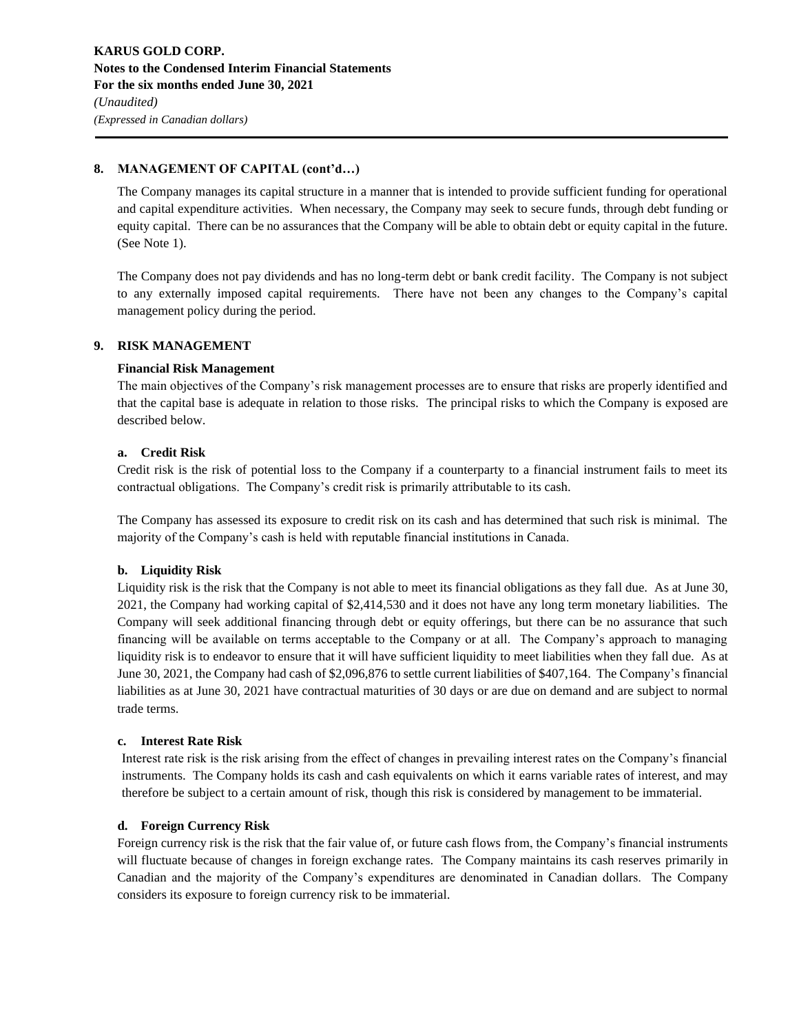## 8. MANAGEMENT OF CAPITAL (cont'd…)

The Company manages its capital structure in a manner that is intended to provide sufficient funding for operational and capital expenditure activities. When necessary, the Company may seek to secure funds, through debt funding or equity capital. There can be no assurances that the Company will be able to obtain debt or equity capital in the future. (See Note 1).

The Company does not pay dividends and has no long-term debt or bank credit facility. The Company is not subject to any externally imposed capital requirements. There have not been any changes to the Company's capital management policy during the period.

## 9. RISK MANAGEMENT

### Financial Risk Management

The main objectives of the Company's risk management processes are to ensure that risks are properly identified and that the capital base is adequate in relation to those risks. The principal risks to which the Company is exposed are described below.

#### a. Credit Risk

Credit risk is the risk of potential loss to the Company if a counterparty to a financial instrument fails to meet its contractual obligations. The Company's credit risk is primarily attributable to its cash.

The Company has assessed its exposure to credit risk on its cash and has determined that such risk is minimal. The majority of the Company's cash is held with reputable financial institutions in Canada.

#### b. Liquidity Risk

Liquidity risk is the risk that the Company is not able to meet its financial obligations as they fall due. As at June 30, 2021, the Company had working capital of $2,414,530 and it does not have any long term monetary liabilities. The Company will seek additional financing through debt or equity offerings, but there can be no assurance that such financing will be available on terms acceptable to the Company or at all. The Company's approach to managing liquidity risk is to endeavor to ensure that it will have sufficient liquidity to meet liabilities when they fall due. As at June 30, 2021, the Company had cash of $2,096,876 to settle current liabilities of $407,164. The Company's financial liabilities as at June 30, 2021 have contractual maturities of 30 days or are due on demand and are subject to normal trade terms.

#### c. Interest Rate Risk

Interest rate risk is the risk arising from the effect of changes in prevailing interest rates on the Company's financial instruments. The Company holds its cash and cash equivalents on which it earns variable rates of interest, and may therefore be subject to a certain amount of risk, though this risk is considered by management to be immaterial.

#### d. Foreign Currency Risk

Foreign currency risk is the risk that the fair value of, or future cash flows from, the Company's financial instruments will fluctuate because of changes in foreign exchange rates. The Company maintains its cash reserves primarily in Canadian and the majority of the Company's expenditures are denominated in Canadian dollars. The Company considers its exposure to foreign currency risk to be immaterial.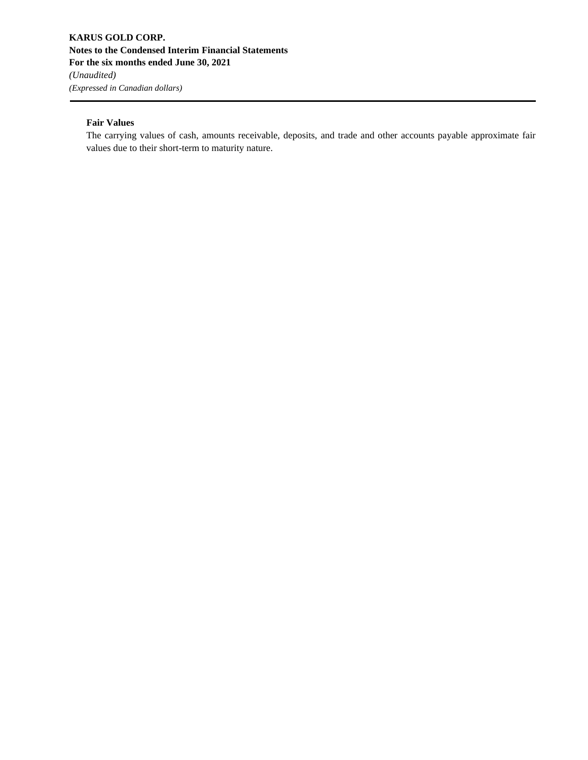**Fair Values**

The carrying values of cash, amounts receivable, deposits, and trade and other accounts payable approximate fair values due to their short-term to maturity nature.